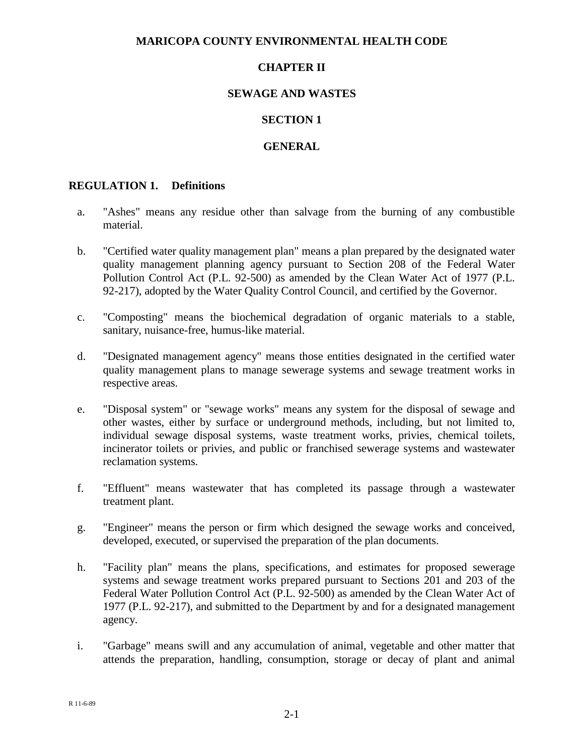# MARICOPA COUNTY ENVIRONMENTAL HEALTH CODE

## CHAPTER II

## SEWAGE AND WASTES

## SECTION 1

## GENERAL

### REGULATION 1. Definitions

a. "Ashes" means any residue other than salvage from the burning of any combustible material.

b. "Certified water quality management plan" means a plan prepared by the designated water quality management planning agency pursuant to Section 208 of the Federal Water Pollution Control Act (P.L. 92-500) as amended by the Clean Water Act of 1977 (P.L. 92-217), adopted by the Water Quality Control Council, and certified by the Governor.

c. "Composting" means the biochemical degradation of organic materials to a stable, sanitary, nuisance-free, humus-like material.

d. "Designated management agency" means those entities designated in the certified water quality management plans to manage sewerage systems and sewage treatment works in respective areas.

e. "Disposal system" or "sewage works" means any system for the disposal of sewage and other wastes, either by surface or underground methods, including, but not limited to, individual sewage disposal systems, waste treatment works, privies, chemical toilets, incinerator toilets or privies, and public or franchised sewerage systems and wastewater reclamation systems.

f. "Effluent" means wastewater that has completed its passage through a wastewater treatment plant.

g. "Engineer" means the person or firm which designed the sewage works and conceived, developed, executed, or supervised the preparation of the plan documents.

h. "Facility plan" means the plans, specifications, and estimates for proposed sewerage systems and sewage treatment works prepared pursuant to Sections 201 and 203 of the Federal Water Pollution Control Act (P.L. 92-500) as amended by the Clean Water Act of 1977 (P.L. 92-217), and submitted to the Department by and for a designated management agency.

i. "Garbage" means swill and any accumulation of animal, vegetable and other matter that attends the preparation, handling, consumption, storage or decay of plant and animal

R 11-6-89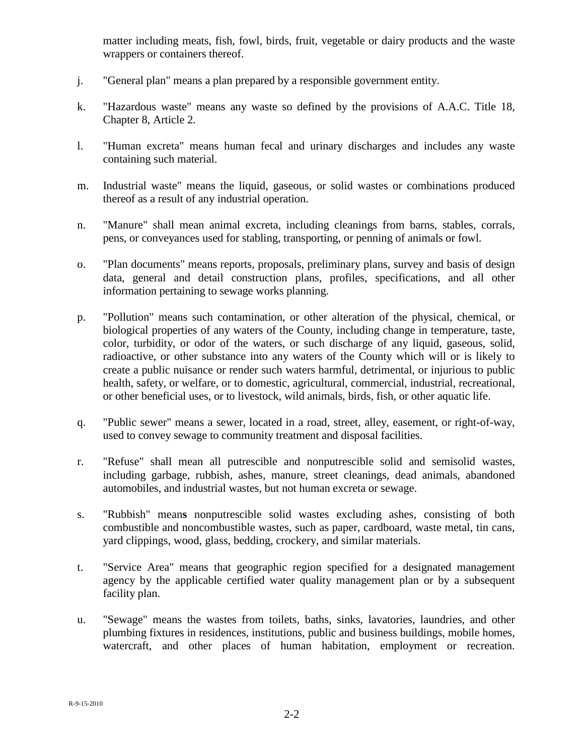matter including meats, fish, fowl, birds, fruit, vegetable or dairy products and the waste wrappers or containers thereof.

j. "General plan" means a plan prepared by a responsible government entity.

k. "Hazardous waste" means any waste so defined by the provisions of A.A.C. Title 18, Chapter 8, Article 2.

l. "Human excreta" means human fecal and urinary discharges and includes any waste containing such material.

m. Industrial waste" means the liquid, gaseous, or solid wastes or combinations produced thereof as a result of any industrial operation.

n. "Manure" shall mean animal excreta, including cleanings from barns, stables, corrals, pens, or conveyances used for stabling, transporting, or penning of animals or fowl.

o. "Plan documents" means reports, proposals, preliminary plans, survey and basis of design data, general and detail construction plans, profiles, specifications, and all other information pertaining to sewage works planning.

p. "Pollution" means such contamination, or other alteration of the physical, chemical, or biological properties of any waters of the County, including change in temperature, taste, color, turbidity, or odor of the waters, or such discharge of any liquid, gaseous, solid, radioactive, or other substance into any waters of the County which will or is likely to create a public nuisance or render such waters harmful, detrimental, or injurious to public health, safety, or welfare, or to domestic, agricultural, commercial, industrial, recreational, or other beneficial uses, or to livestock, wild animals, birds, fish, or other aquatic life.

q. "Public sewer" means a sewer, located in a road, street, alley, easement, or right-of-way, used to convey sewage to community treatment and disposal facilities.

r. "Refuse" shall mean all putrescible and nonputrescible solid and semisolid wastes, including garbage, rubbish, ashes, manure, street cleanings, dead animals, abandoned automobiles, and industrial wastes, but not human excreta or sewage.

s. "Rubbish" mean**s** nonputrescible solid wastes excluding ashes, consisting of both combustible and noncombustible wastes, such as paper, cardboard, waste metal, tin cans, yard clippings, wood, glass, bedding, crockery, and similar materials.

t. "Service Area" means that geographic region specified for a designated management agency by the applicable certified water quality management plan or by a subsequent facility plan.

u. "Sewage" means the wastes from toilets, baths, sinks, lavatories, laundries, and other plumbing fixtures in residences, institutions, public and business buildings, mobile homes, watercraft, and other places of human habitation, employment or recreation.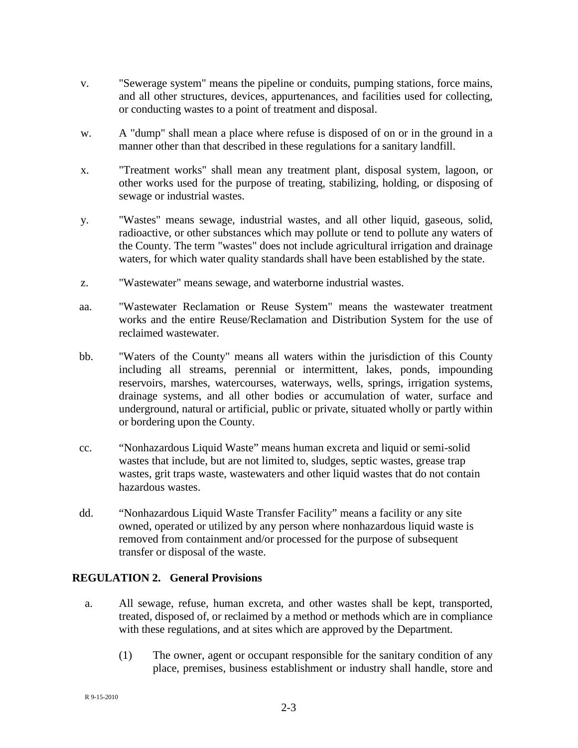v. "Sewerage system" means the pipeline or conduits, pumping stations, force mains, and all other structures, devices, appurtenances, and facilities used for collecting, or conducting wastes to a point of treatment and disposal.

w. A "dump" shall mean a place where refuse is disposed of on or in the ground in a manner other than that described in these regulations for a sanitary landfill.

x. "Treatment works" shall mean any treatment plant, disposal system, lagoon, or other works used for the purpose of treating, stabilizing, holding, or disposing of sewage or industrial wastes.

y. "Wastes" means sewage, industrial wastes, and all other liquid, gaseous, solid, radioactive, or other substances which may pollute or tend to pollute any waters of the County. The term "wastes" does not include agricultural irrigation and drainage waters, for which water quality standards shall have been established by the state.

z. "Wastewater" means sewage, and waterborne industrial wastes.

aa. "Wastewater Reclamation or Reuse System" means the wastewater treatment works and the entire Reuse/Reclamation and Distribution System for the use of reclaimed wastewater.

bb. "Waters of the County" means all waters within the jurisdiction of this County including all streams, perennial or intermittent, lakes, ponds, impounding reservoirs, marshes, watercourses, waterways, wells, springs, irrigation systems, drainage systems, and all other bodies or accumulation of water, surface and underground, natural or artificial, public or private, situated wholly or partly within or bordering upon the County.

cc. "Nonhazardous Liquid Waste" means human excreta and liquid or semi-solid wastes that include, but are not limited to, sludges, septic wastes, grease trap wastes, grit traps waste, wastewaters and other liquid wastes that do not contain hazardous wastes.

dd. "Nonhazardous Liquid Waste Transfer Facility" means a facility or any site owned, operated or utilized by any person where nonhazardous liquid waste is removed from containment and/or processed for the purpose of subsequent transfer or disposal of the waste.

## REGULATION 2. General Provisions

a. All sewage, refuse, human excreta, and other wastes shall be kept, transported, treated, disposed of, or reclaimed by a method or methods which are in compliance with these regulations, and at sites which are approved by the Department.

   (1) The owner, agent or occupant responsible for the sanitary condition of any place, premises, business establishment or industry shall handle, store and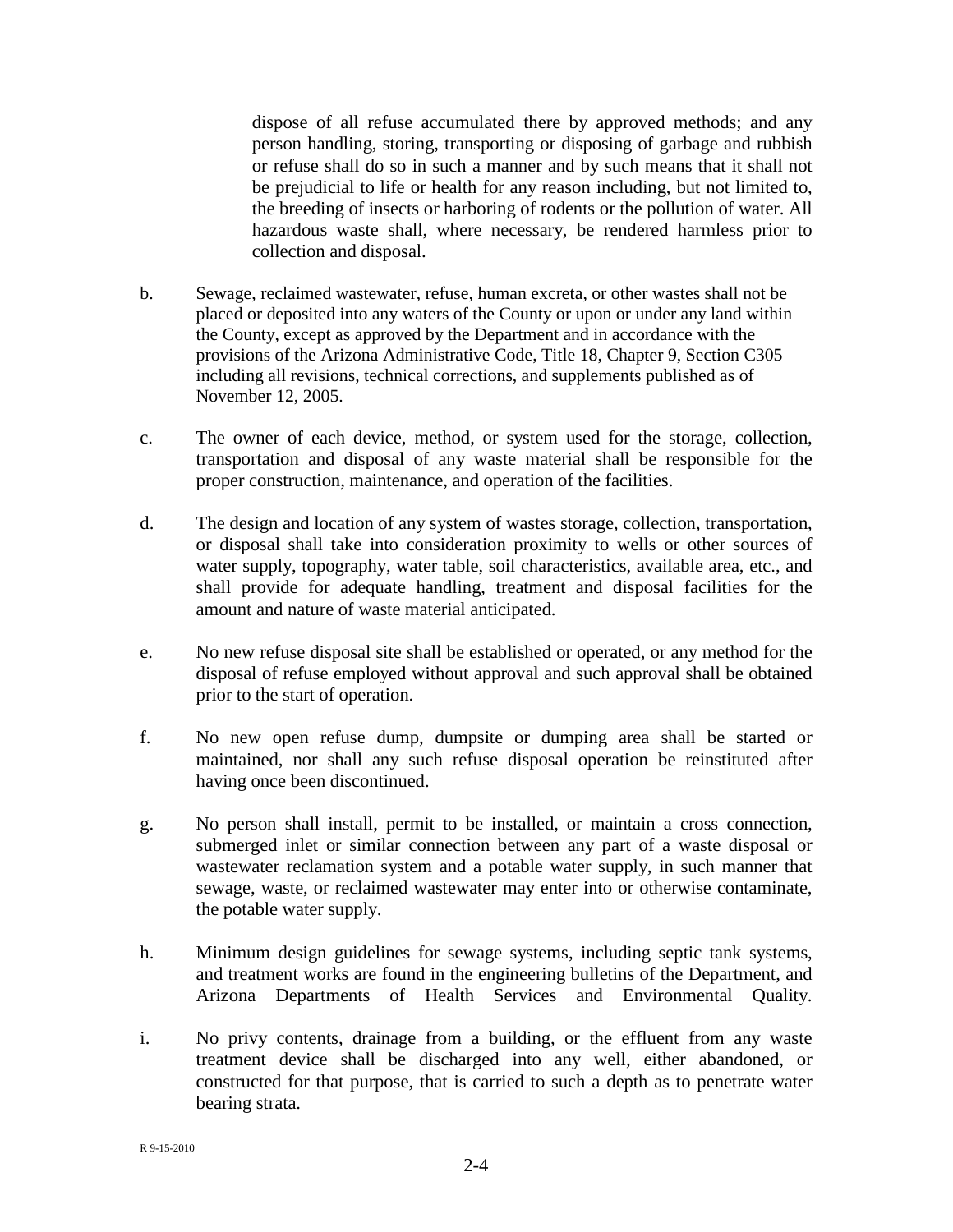dispose of all refuse accumulated there by approved methods; and any person handling, storing, transporting or disposing of garbage and rubbish or refuse shall do so in such a manner and by such means that it shall not be prejudicial to life or health for any reason including, but not limited to, the breeding of insects or harboring of rodents or the pollution of water. All hazardous waste shall, where necessary, be rendered harmless prior to collection and disposal.

b. Sewage, reclaimed wastewater, refuse, human excreta, or other wastes shall not be placed or deposited into any waters of the County or upon or under any land within the County, except as approved by the Department and in accordance with the provisions of the Arizona Administrative Code, Title 18, Chapter 9, Section C305 including all revisions, technical corrections, and supplements published as of November 12, 2005.

c. The owner of each device, method, or system used for the storage, collection, transportation and disposal of any waste material shall be responsible for the proper construction, maintenance, and operation of the facilities.

d. The design and location of any system of wastes storage, collection, transportation, or disposal shall take into consideration proximity to wells or other sources of water supply, topography, water table, soil characteristics, available area, etc., and shall provide for adequate handling, treatment and disposal facilities for the amount and nature of waste material anticipated.

e. No new refuse disposal site shall be established or operated, or any method for the disposal of refuse employed without approval and such approval shall be obtained prior to the start of operation.

f. No new open refuse dump, dumpsite or dumping area shall be started or maintained, nor shall any such refuse disposal operation be reinstituted after having once been discontinued.

g. No person shall install, permit to be installed, or maintain a cross connection, submerged inlet or similar connection between any part of a waste disposal or wastewater reclamation system and a potable water supply, in such manner that sewage, waste, or reclaimed wastewater may enter into or otherwise contaminate, the potable water supply.

h. Minimum design guidelines for sewage systems, including septic tank systems, and treatment works are found in the engineering bulletins of the Department, and Arizona Departments of Health Services and Environmental Quality.

i. No privy contents, drainage from a building, or the effluent from any waste treatment device shall be discharged into any well, either abandoned, or constructed for that purpose, that is carried to such a depth as to penetrate water bearing strata.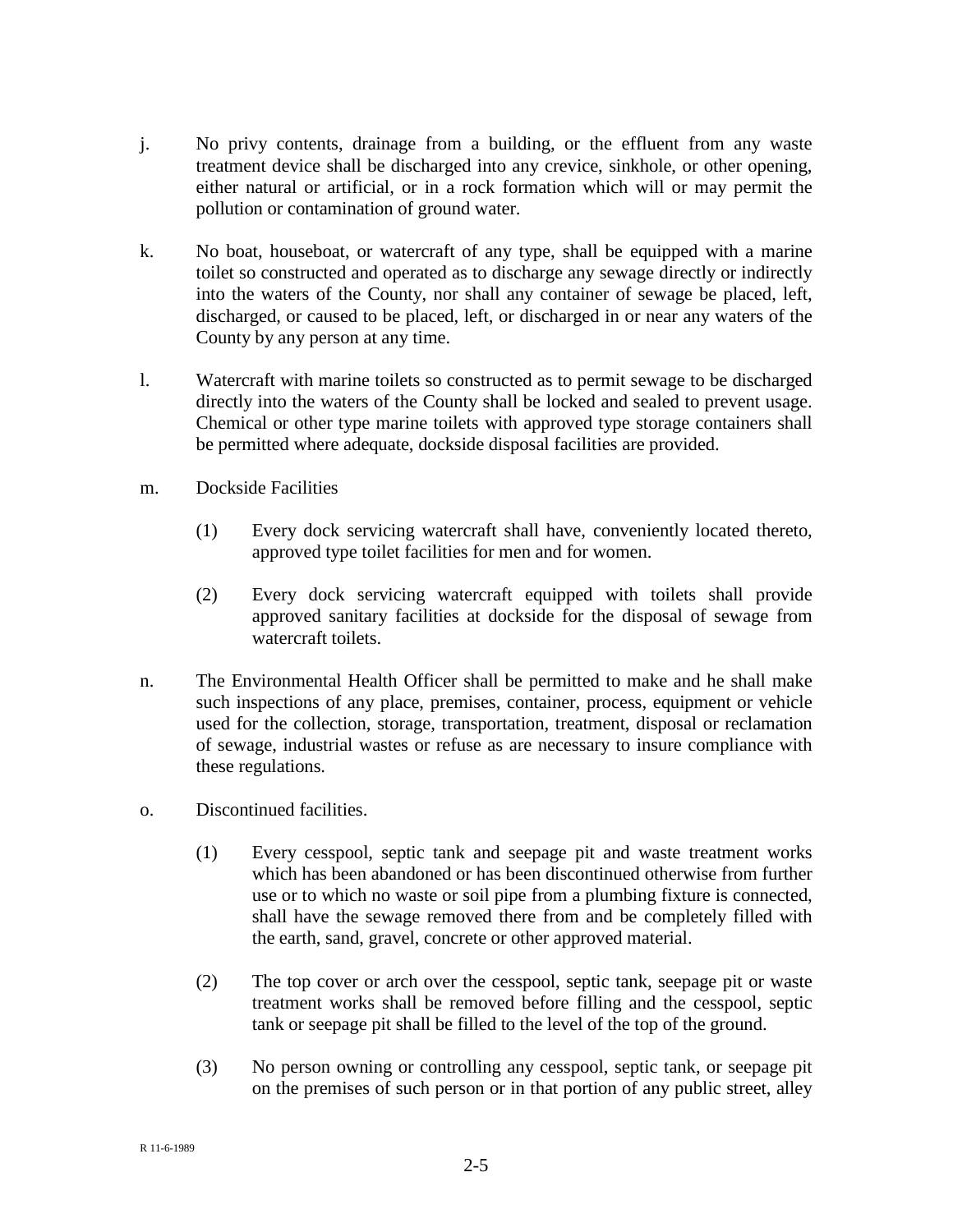j. No privy contents, drainage from a building, or the effluent from any waste treatment device shall be discharged into any crevice, sinkhole, or other opening, either natural or artificial, or in a rock formation which will or may permit the pollution or contamination of ground water.

k. No boat, houseboat, or watercraft of any type, shall be equipped with a marine toilet so constructed and operated as to discharge any sewage directly or indirectly into the waters of the County, nor shall any container of sewage be placed, left, discharged, or caused to be placed, left, or discharged in or near any waters of the County by any person at any time.

l. Watercraft with marine toilets so constructed as to permit sewage to be discharged directly into the waters of the County shall be locked and sealed to prevent usage. Chemical or other type marine toilets with approved type storage containers shall be permitted where adequate, dockside disposal facilities are provided.

m. Dockside Facilities

   (1) Every dock servicing watercraft shall have, conveniently located thereto, approved type toilet facilities for men and for women.

   (2) Every dock servicing watercraft equipped with toilets shall provide approved sanitary facilities at dockside for the disposal of sewage from watercraft toilets.

n. The Environmental Health Officer shall be permitted to make and he shall make such inspections of any place, premises, container, process, equipment or vehicle used for the collection, storage, transportation, treatment, disposal or reclamation of sewage, industrial wastes or refuse as are necessary to insure compliance with these regulations.

o. Discontinued facilities.

   (1) Every cesspool, septic tank and seepage pit and waste treatment works which has been abandoned or has been discontinued otherwise from further use or to which no waste or soil pipe from a plumbing fixture is connected, shall have the sewage removed there from and be completely filled with the earth, sand, gravel, concrete or other approved material.

   (2) The top cover or arch over the cesspool, septic tank, seepage pit or waste treatment works shall be removed before filling and the cesspool, septic tank or seepage pit shall be filled to the level of the top of the ground.

   (3) No person owning or controlling any cesspool, septic tank, or seepage pit on the premises of such person or in that portion of any public street, alley

R 11-6-1989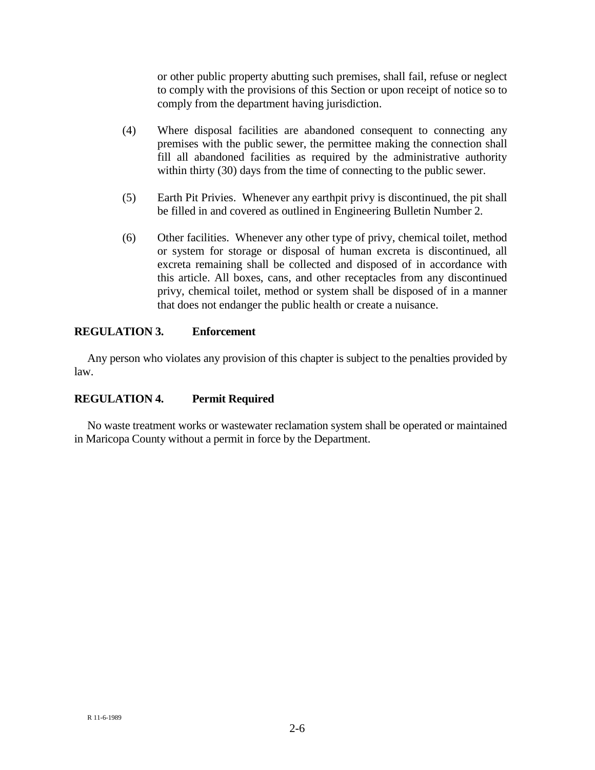or other public property abutting such premises, shall fail, refuse or neglect to comply with the provisions of this Section or upon receipt of notice so to comply from the department having jurisdiction.

(4) Where disposal facilities are abandoned consequent to connecting any premises with the public sewer, the permittee making the connection shall fill all abandoned facilities as required by the administrative authority within thirty (30) days from the time of connecting to the public sewer.

(5) Earth Pit Privies. Whenever any earthpit privy is discontinued, the pit shall be filled in and covered as outlined in Engineering Bulletin Number 2.

(6) Other facilities. Whenever any other type of privy, chemical toilet, method or system for storage or disposal of human excreta is discontinued, all excreta remaining shall be collected and disposed of in accordance with this article. All boxes, cans, and other receptacles from any discontinued privy, chemical toilet, method or system shall be disposed of in a manner that does not endanger the public health or create a nuisance.

**REGULATION 3. Enforcement**

Any person who violates any provision of this chapter is subject to the penalties provided by law.

**REGULATION 4. Permit Required**

No waste treatment works or wastewater reclamation system shall be operated or maintained in Maricopa County without a permit in force by the Department.

R 11-6-1989